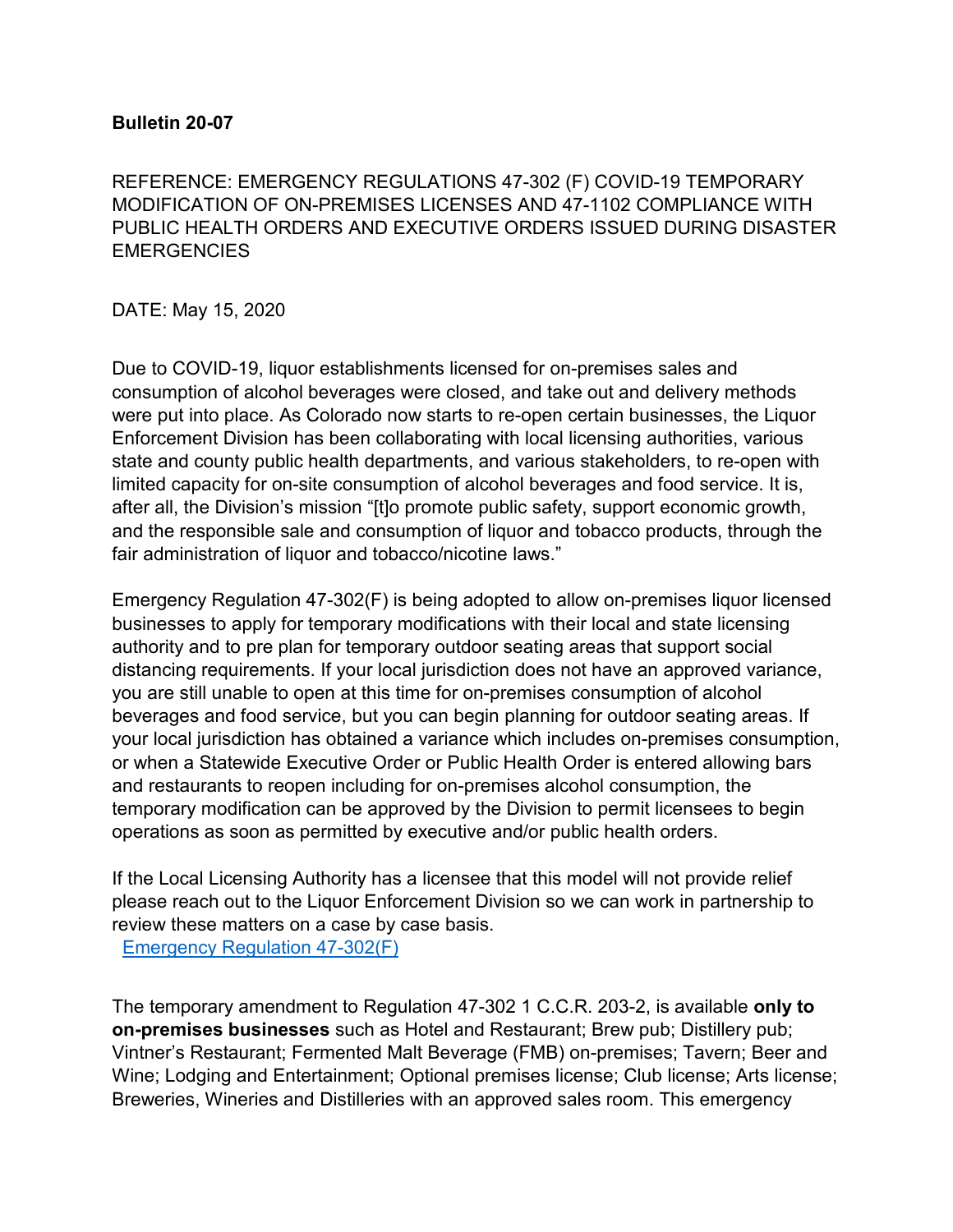**Bulletin 20-07**

REFERENCE: EMERGENCY REGULATIONS 47-302 (F) COVID-19 TEMPORARY MODIFICATION OF ON-PREMISES LICENSES AND 47-1102 COMPLIANCE WITH PUBLIC HEALTH ORDERS AND EXECUTIVE ORDERS ISSUED DURING DISASTER EMERGENCIES

DATE: May 15, 2020

Due to COVID-19, liquor establishments licensed for on-premises sales and consumption of alcohol beverages were closed, and take out and delivery methods were put into place. As Colorado now starts to re-open certain businesses, the Liquor Enforcement Division has been collaborating with local licensing authorities, various state and county public health departments, and various stakeholders, to re-open with limited capacity for on-site consumption of alcohol beverages and food service. It is, after all, the Division's mission "[t]o promote public safety, support economic growth, and the responsible sale and consumption of liquor and tobacco products, through the fair administration of liquor and tobacco/nicotine laws."

Emergency Regulation 47-302(F) is being adopted to allow on-premises liquor licensed businesses to apply for temporary modifications with their local and state licensing authority and to pre plan for temporary outdoor seating areas that support social distancing requirements. If your local jurisdiction does not have an approved variance, you are still unable to open at this time for on-premises consumption of alcohol beverages and food service, but you can begin planning for outdoor seating areas. If your local jurisdiction has obtained a variance which includes on-premises consumption, or when a Statewide Executive Order or Public Health Order is entered allowing bars and restaurants to reopen including for on-premises alcohol consumption, the temporary modification can be approved by the Division to permit licensees to begin operations as soon as permitted by executive and/or public health orders.

If the Local Licensing Authority has a licensee that this model will not provide relief please reach out to the Liquor Enforcement Division so we can work in partnership to review these matters on a case by case basis.
Emergency Regulation 47-302(F)

The temporary amendment to Regulation 47-302 1 C.C.R. 203-2, is available **only to on-premises businesses** such as Hotel and Restaurant; Brew pub; Distillery pub; Vintner's Restaurant; Fermented Malt Beverage (FMB) on-premises; Tavern; Beer and Wine; Lodging and Entertainment; Optional premises license; Club license; Arts license; Breweries, Wineries and Distilleries with an approved sales room. This emergency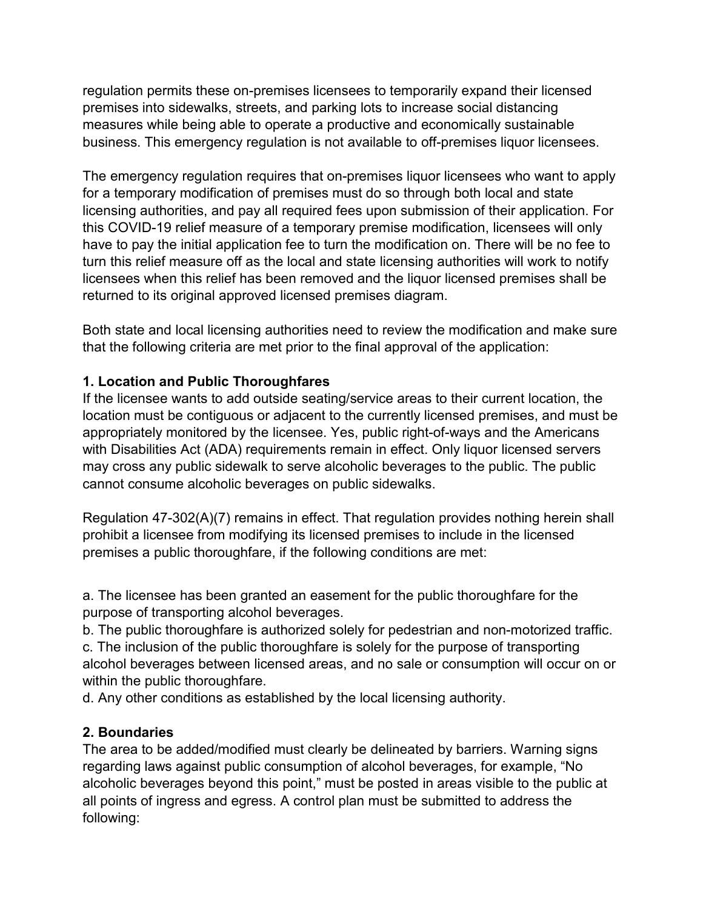regulation permits these on-premises licensees to temporarily expand their licensed premises into sidewalks, streets, and parking lots to increase social distancing measures while being able to operate a productive and economically sustainable business. This emergency regulation is not available to off-premises liquor licensees.

The emergency regulation requires that on-premises liquor licensees who want to apply for a temporary modification of premises must do so through both local and state licensing authorities, and pay all required fees upon submission of their application. For this COVID-19 relief measure of a temporary premise modification, licensees will only have to pay the initial application fee to turn the modification on. There will be no fee to turn this relief measure off as the local and state licensing authorities will work to notify licensees when this relief has been removed and the liquor licensed premises shall be returned to its original approved licensed premises diagram.

Both state and local licensing authorities need to review the modification and make sure that the following criteria are met prior to the final approval of the application:

**1. Location and Public Thoroughfares**

If the licensee wants to add outside seating/service areas to their current location, the location must be contiguous or adjacent to the currently licensed premises, and must be appropriately monitored by the licensee. Yes, public right-of-ways and the Americans with Disabilities Act (ADA) requirements remain in effect. Only liquor licensed servers may cross any public sidewalk to serve alcoholic beverages to the public. The public cannot consume alcoholic beverages on public sidewalks.

Regulation 47-302(A)(7) remains in effect. That regulation provides nothing herein shall prohibit a licensee from modifying its licensed premises to include in the licensed premises a public thoroughfare, if the following conditions are met:

a. The licensee has been granted an easement for the public thoroughfare for the purpose of transporting alcohol beverages.
b. The public thoroughfare is authorized solely for pedestrian and non-motorized traffic.
c. The inclusion of the public thoroughfare is solely for the purpose of transporting alcohol beverages between licensed areas, and no sale or consumption will occur on or within the public thoroughfare.
d. Any other conditions as established by the local licensing authority.

**2. Boundaries**

The area to be added/modified must clearly be delineated by barriers. Warning signs regarding laws against public consumption of alcohol beverages, for example, "No alcoholic beverages beyond this point," must be posted in areas visible to the public at all points of ingress and egress. A control plan must be submitted to address the following: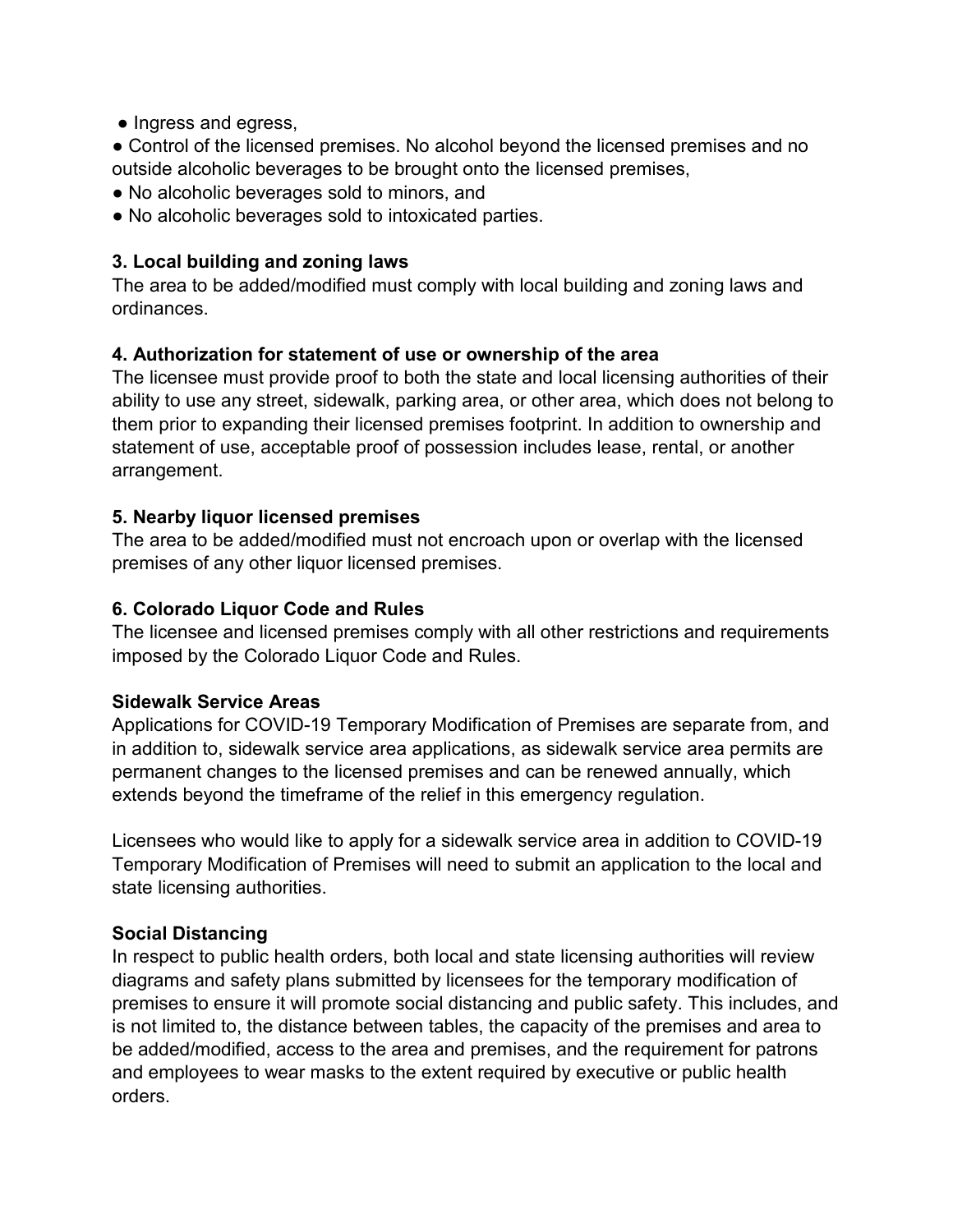- Ingress and egress,
- Control of the licensed premises. No alcohol beyond the licensed premises and no outside alcoholic beverages to be brought onto the licensed premises,
- No alcoholic beverages sold to minors, and
- No alcoholic beverages sold to intoxicated parties.

**3. Local building and zoning laws**

The area to be added/modified must comply with local building and zoning laws and ordinances.

**4. Authorization for statement of use or ownership of the area**

The licensee must provide proof to both the state and local licensing authorities of their ability to use any street, sidewalk, parking area, or other area, which does not belong to them prior to expanding their licensed premises footprint. In addition to ownership and statement of use, acceptable proof of possession includes lease, rental, or another arrangement.

**5. Nearby liquor licensed premises**

The area to be added/modified must not encroach upon or overlap with the licensed premises of any other liquor licensed premises.

**6. Colorado Liquor Code and Rules**

The licensee and licensed premises comply with all other restrictions and requirements imposed by the Colorado Liquor Code and Rules.

**Sidewalk Service Areas**

Applications for COVID-19 Temporary Modification of Premises are separate from, and in addition to, sidewalk service area applications, as sidewalk service area permits are permanent changes to the licensed premises and can be renewed annually, which extends beyond the timeframe of the relief in this emergency regulation.

Licensees who would like to apply for a sidewalk service area in addition to COVID-19 Temporary Modification of Premises will need to submit an application to the local and state licensing authorities.

**Social Distancing**

In respect to public health orders, both local and state licensing authorities will review diagrams and safety plans submitted by licensees for the temporary modification of premises to ensure it will promote social distancing and public safety. This includes, and is not limited to, the distance between tables, the capacity of the premises and area to be added/modified, access to the area and premises, and the requirement for patrons and employees to wear masks to the extent required by executive or public health orders.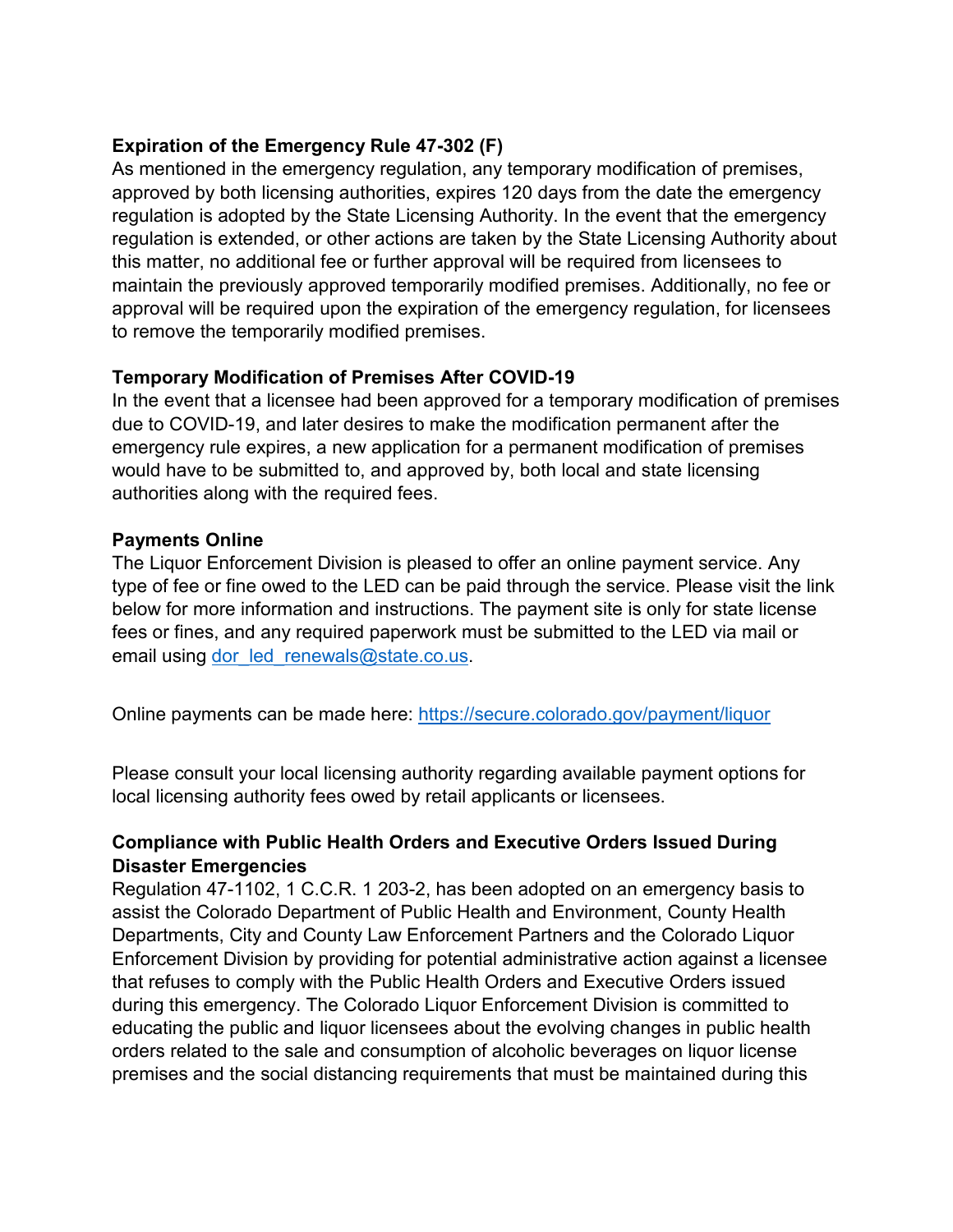**Expiration of the Emergency Rule 47-302 (F)**

As mentioned in the emergency regulation, any temporary modification of premises, approved by both licensing authorities, expires 120 days from the date the emergency regulation is adopted by the State Licensing Authority. In the event that the emergency regulation is extended, or other actions are taken by the State Licensing Authority about this matter, no additional fee or further approval will be required from licensees to maintain the previously approved temporarily modified premises. Additionally, no fee or approval will be required upon the expiration of the emergency regulation, for licensees to remove the temporarily modified premises.

**Temporary Modification of Premises After COVID-19**

In the event that a licensee had been approved for a temporary modification of premises due to COVID-19, and later desires to make the modification permanent after the emergency rule expires, a new application for a permanent modification of premises would have to be submitted to, and approved by, both local and state licensing authorities along with the required fees.

**Payments Online**

The Liquor Enforcement Division is pleased to offer an online payment service. Any type of fee or fine owed to the LED can be paid through the service. Please visit the link below for more information and instructions. The payment site is only for state license fees or fines, and any required paperwork must be submitted to the LED via mail or email using [dor_led_renewals@state.co.us](mailto:dor_led_renewals@state.co.us).

Online payments can be made here: [https://secure.colorado.gov/payment/liquor](https://secure.colorado.gov/payment/liquor)

Please consult your local licensing authority regarding available payment options for local licensing authority fees owed by retail applicants or licensees.

**Compliance with Public Health Orders and Executive Orders Issued During Disaster Emergencies**

Regulation 47-1102, 1 C.C.R. 1 203-2, has been adopted on an emergency basis to assist the Colorado Department of Public Health and Environment, County Health Departments, City and County Law Enforcement Partners and the Colorado Liquor Enforcement Division by providing for potential administrative action against a licensee that refuses to comply with the Public Health Orders and Executive Orders issued during this emergency. The Colorado Liquor Enforcement Division is committed to educating the public and liquor licensees about the evolving changes in public health orders related to the sale and consumption of alcoholic beverages on liquor license premises and the social distancing requirements that must be maintained during this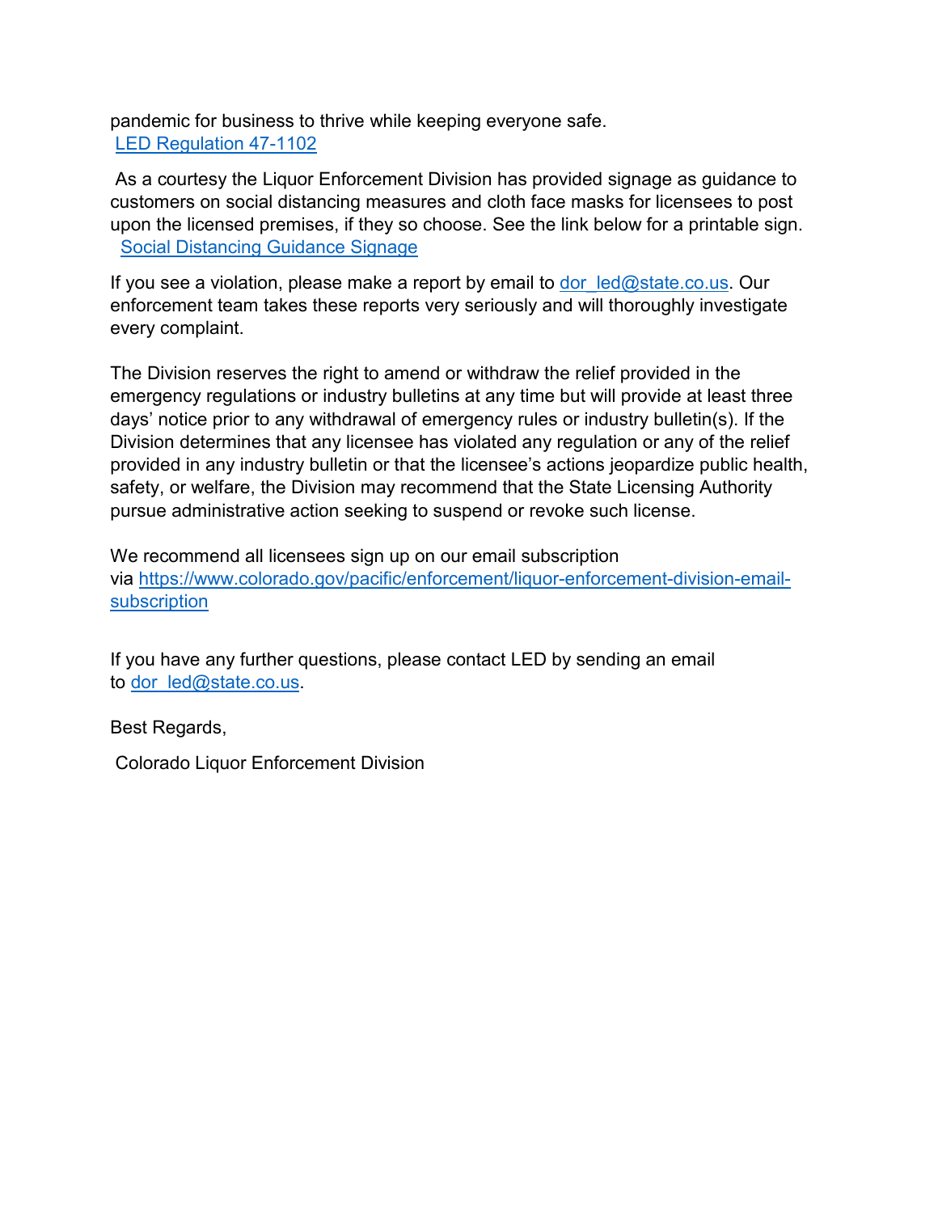pandemic for business to thrive while keeping everyone safe.
[LED Regulation 47-1102]

As a courtesy the Liquor Enforcement Division has provided signage as guidance to customers on social distancing measures and cloth face masks for licensees to post upon the licensed premises, if they so choose. See the link below for a printable sign.
[Social Distancing Guidance Signage]

If you see a violation, please make a report by email to dor_led@state.co.us. Our enforcement team takes these reports very seriously and will thoroughly investigate every complaint.

The Division reserves the right to amend or withdraw the relief provided in the emergency regulations or industry bulletins at any time but will provide at least three days' notice prior to any withdrawal of emergency rules or industry bulletin(s). If the Division determines that any licensee has violated any regulation or any of the relief provided in any industry bulletin or that the licensee's actions jeopardize public health, safety, or welfare, the Division may recommend that the State Licensing Authority pursue administrative action seeking to suspend or revoke such license.

We recommend all licensees sign up on our email subscription via https://www.colorado.gov/pacific/enforcement/liquor-enforcement-division-email-subscription

If you have any further questions, please contact LED by sending an email to dor_led@state.co.us.

Best Regards,

Colorado Liquor Enforcement Division